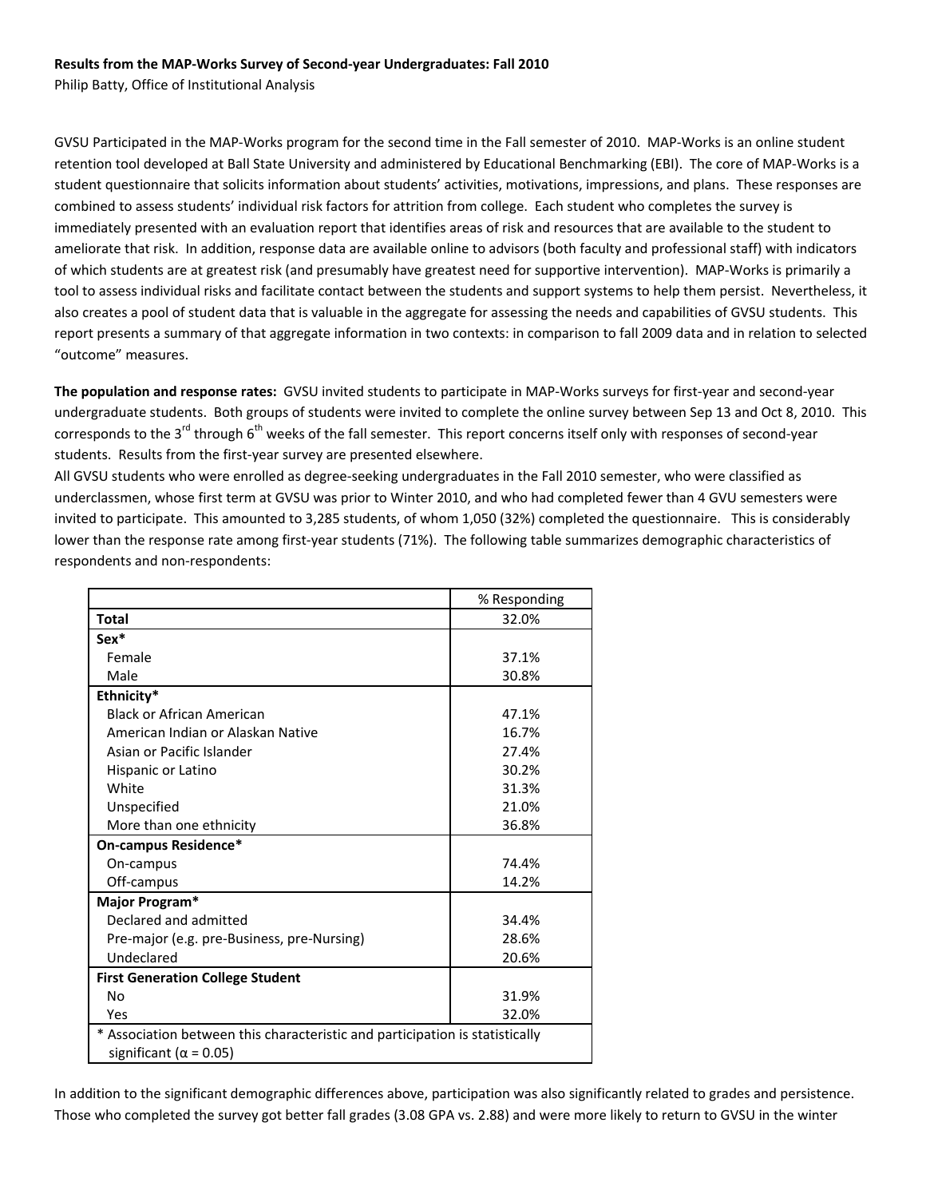**Results from the MAP-Works Survey of Second-year Undergraduates: Fall 2010**

Philip Batty, Office of Institutional Analysis

GVSU Participated in the MAP-Works program for the second time in the Fall semester of 2010. MAP-Works is an online student retention tool developed at Ball State University and administered by Educational Benchmarking (EBI). The core of MAP-Works is a student questionnaire that solicits information about students' activities, motivations, impressions, and plans. These responses are combined to assess students' individual risk factors for attrition from college. Each student who completes the survey is immediately presented with an evaluation report that identifies areas of risk and resources that are available to the student to ameliorate that risk. In addition, response data are available online to advisors (both faculty and professional staff) with indicators of which students are at greatest risk (and presumably have greatest need for supportive intervention). MAP-Works is primarily a tool to assess individual risks and facilitate contact between the students and support systems to help them persist. Nevertheless, it also creates a pool of student data that is valuable in the aggregate for assessing the needs and capabilities of GVSU students. This report presents a summary of that aggregate information in two contexts: in comparison to fall 2009 data and in relation to selected "outcome" measures.

**The population and response rates:** GVSU invited students to participate in MAP-Works surveys for first-year and second-year undergraduate students. Both groups of students were invited to complete the online survey between Sep 13 and Oct 8, 2010. This corresponds to the 3rd through 6th weeks of the fall semester. This report concerns itself only with responses of second-year students. Results from the first-year survey are presented elsewhere.

All GVSU students who were enrolled as degree-seeking undergraduates in the Fall 2010 semester, who were classified as underclassmen, whose first term at GVSU was prior to Winter 2010, and who had completed fewer than 4 GVU semesters were invited to participate. This amounted to 3,285 students, of whom 1,050 (32%) completed the questionnaire. This is considerably lower than the response rate among first-year students (71%). The following table summarizes demographic characteristics of respondents and non-respondents:

| | % Responding |
|---|---|
| **Total** | 32.0% |
| **Sex*** | |
| Female | 37.1% |
| Male | 30.8% |
| **Ethnicity*** | |
| Black or African American | 47.1% |
| American Indian or Alaskan Native | 16.7% |
| Asian or Pacific Islander | 27.4% |
| Hispanic or Latino | 30.2% |
| White | 31.3% |
| Unspecified | 21.0% |
| More than one ethnicity | 36.8% |
| **On-campus Residence*** | |
| On-campus | 74.4% |
| Off-campus | 14.2% |
| **Major Program*** | |
| Declared and admitted | 34.4% |
| Pre-major (e.g. pre-Business, pre-Nursing) | 28.6% |
| Undeclared | 20.6% |
| **First Generation College Student** | |
| No | 31.9% |
| Yes | 32.0% |

* Association between this characteristic and participation is statistically significant ($\alpha = 0.05$)

In addition to the significant demographic differences above, participation was also significantly related to grades and persistence. Those who completed the survey got better fall grades (3.08 GPA vs. 2.88) and were more likely to return to GVSU in the winter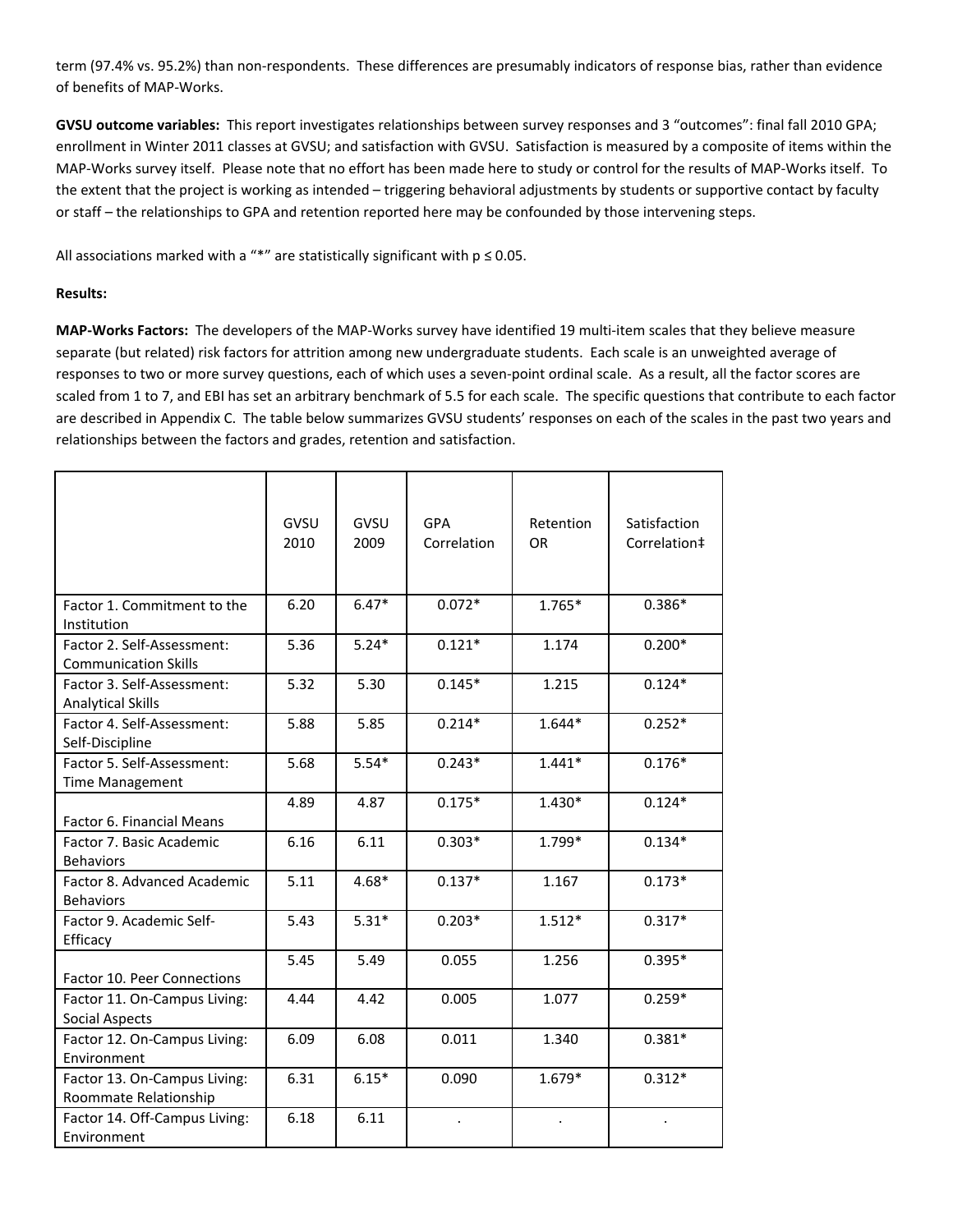term (97.4% vs. 95.2%) than non-respondents. These differences are presumably indicators of response bias, rather than evidence of benefits of MAP-Works.

**GVSU outcome variables:** This report investigates relationships between survey responses and 3 "outcomes": final fall 2010 GPA; enrollment in Winter 2011 classes at GVSU; and satisfaction with GVSU. Satisfaction is measured by a composite of items within the MAP-Works survey itself. Please note that no effort has been made here to study or control for the results of MAP-Works itself. To the extent that the project is working as intended – triggering behavioral adjustments by students or supportive contact by faculty or staff – the relationships to GPA and retention reported here may be confounded by those intervening steps.

All associations marked with a "*" are statistically significant with $p \leq 0.05$.

**Results:**

**MAP-Works Factors:** The developers of the MAP-Works survey have identified 19 multi-item scales that they believe measure separate (but related) risk factors for attrition among new undergraduate students. Each scale is an unweighted average of responses to two or more survey questions, each of which uses a seven-point ordinal scale. As a result, all the factor scores are scaled from 1 to 7, and EBI has set an arbitrary benchmark of 5.5 for each scale. The specific questions that contribute to each factor are described in Appendix C. The table below summarizes GVSU students' responses on each of the scales in the past two years and relationships between the factors and grades, retention and satisfaction.

| | GVSU 2010 | GVSU 2009 | GPA Correlation | Retention OR | Satisfaction Correlation‡ |
|---|---|---|---|---|---|
| Factor 1. Commitment to the Institution | 6.20 | 6.47* | 0.072* | 1.765* | 0.386* |
| Factor 2. Self-Assessment: Communication Skills | 5.36 | 5.24* | 0.121* | 1.174 | 0.200* |
| Factor 3. Self-Assessment: Analytical Skills | 5.32 | 5.30 | 0.145* | 1.215 | 0.124* |
| Factor 4. Self-Assessment: Self-Discipline | 5.88 | 5.85 | 0.214* | 1.644* | 0.252* |
| Factor 5. Self-Assessment: Time Management | 5.68 | 5.54* | 0.243* | 1.441* | 0.176* |
| Factor 6. Financial Means | 4.89 | 4.87 | 0.175* | 1.430* | 0.124* |
| Factor 7. Basic Academic Behaviors | 6.16 | 6.11 | 0.303* | 1.799* | 0.134* |
| Factor 8. Advanced Academic Behaviors | 5.11 | 4.68* | 0.137* | 1.167 | 0.173* |
| Factor 9. Academic Self-Efficacy | 5.43 | 5.31* | 0.203* | 1.512* | 0.317* |
| Factor 10. Peer Connections | 5.45 | 5.49 | 0.055 | 1.256 | 0.395* |
| Factor 11. On-Campus Living: Social Aspects | 4.44 | 4.42 | 0.005 | 1.077 | 0.259* |
| Factor 12. On-Campus Living: Environment | 6.09 | 6.08 | 0.011 | 1.340 | 0.381* |
| Factor 13. On-Campus Living: Roommate Relationship | 6.31 | 6.15* | 0.090 | 1.679* | 0.312* |
| Factor 14. Off-Campus Living: Environment | 6.18 | 6.11 | . | . | . |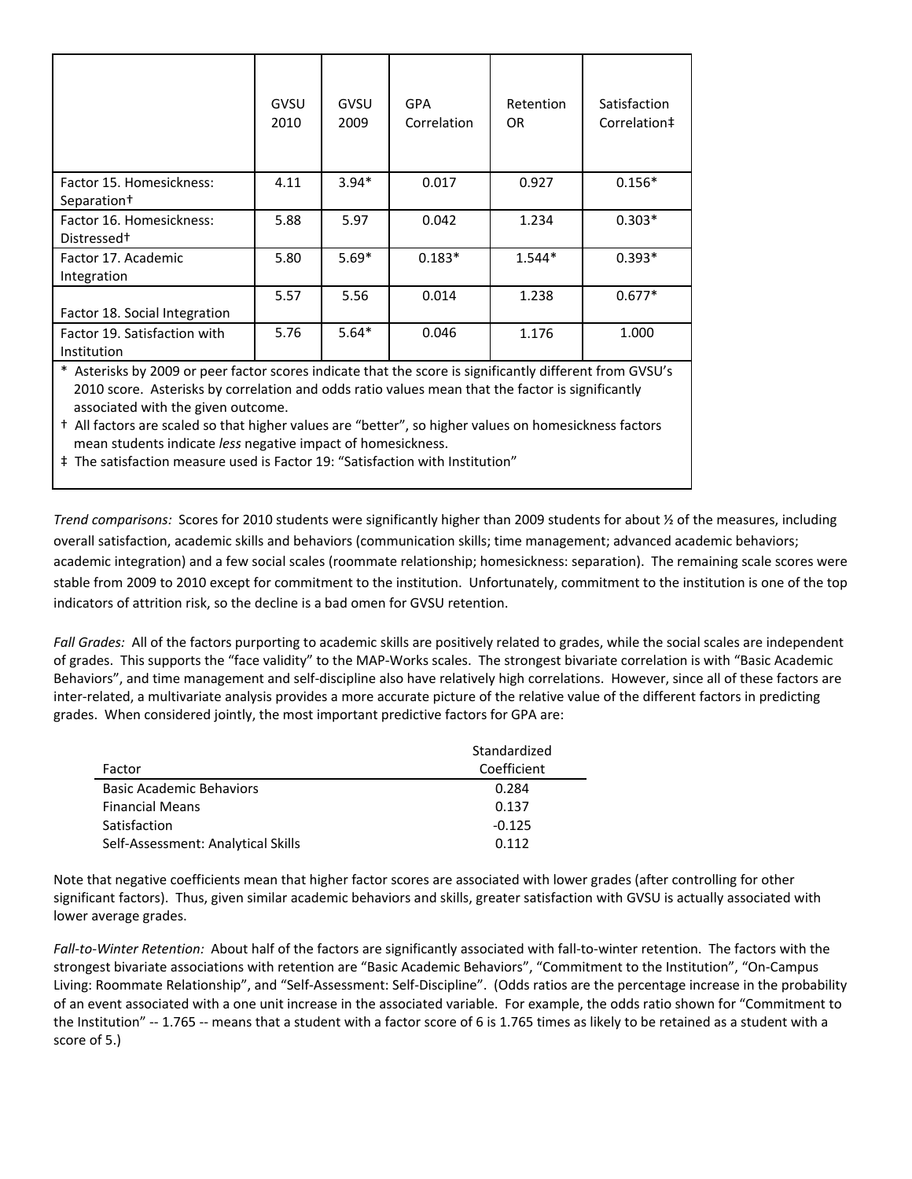| | GVSU 2010 | GVSU 2009 | GPA Correlation | Retention OR | Satisfaction Correlation‡ |
|---|---|---|---|---|---|
| Factor 15. Homesickness: Separation† | 4.11 | 3.94* | 0.017 | 0.927 | 0.156* |
| Factor 16. Homesickness: Distressed† | 5.88 | 5.97 | 0.042 | 1.234 | 0.303* |
| Factor 17. Academic Integration | 5.80 | 5.69* | 0.183* | 1.544* | 0.393* |
| Factor 18. Social Integration | 5.57 | 5.56 | 0.014 | 1.238 | 0.677* |
| Factor 19. Satisfaction with Institution | 5.76 | 5.64* | 0.046 | 1.176 | 1.000 |

\* Asterisks by 2009 or peer factor scores indicate that the score is significantly different from GVSU's 2010 score. Asterisks by correlation and odds ratio values mean that the factor is significantly associated with the given outcome.

† All factors are scaled so that higher values are "better", so higher values on homesickness factors mean students indicate *less* negative impact of homesickness.

‡ The satisfaction measure used is Factor 19: "Satisfaction with Institution"

*Trend comparisons:* Scores for 2010 students were significantly higher than 2009 students for about ½ of the measures, including overall satisfaction, academic skills and behaviors (communication skills; time management; advanced academic behaviors; academic integration) and a few social scales (roommate relationship; homesickness: separation). The remaining scale scores were stable from 2009 to 2010 except for commitment to the institution. Unfortunately, commitment to the institution is one of the top indicators of attrition risk, so the decline is a bad omen for GVSU retention.

*Fall Grades:* All of the factors purporting to academic skills are positively related to grades, while the social scales are independent of grades. This supports the "face validity" to the MAP-Works scales. The strongest bivariate correlation is with "Basic Academic Behaviors", and time management and self-discipline also have relatively high correlations. However, since all of these factors are inter-related, a multivariate analysis provides a more accurate picture of the relative value of the different factors in predicting grades. When considered jointly, the most important predictive factors for GPA are:

| Factor | Standardized Coefficient |
|---|---|
| Basic Academic Behaviors | 0.284 |
| Financial Means | 0.137 |
| Satisfaction | -0.125 |
| Self-Assessment: Analytical Skills | 0.112 |

Note that negative coefficients mean that higher factor scores are associated with lower grades (after controlling for other significant factors). Thus, given similar academic behaviors and skills, greater satisfaction with GVSU is actually associated with lower average grades.

*Fall-to-Winter Retention:* About half of the factors are significantly associated with fall-to-winter retention. The factors with the strongest bivariate associations with retention are "Basic Academic Behaviors", "Commitment to the Institution", "On-Campus Living: Roommate Relationship", and "Self-Assessment: Self-Discipline". (Odds ratios are the percentage increase in the probability of an event associated with a one unit increase in the associated variable. For example, the odds ratio shown for "Commitment to the Institution" -- 1.765 -- means that a student with a factor score of 6 is 1.765 times as likely to be retained as a student with a score of 5.)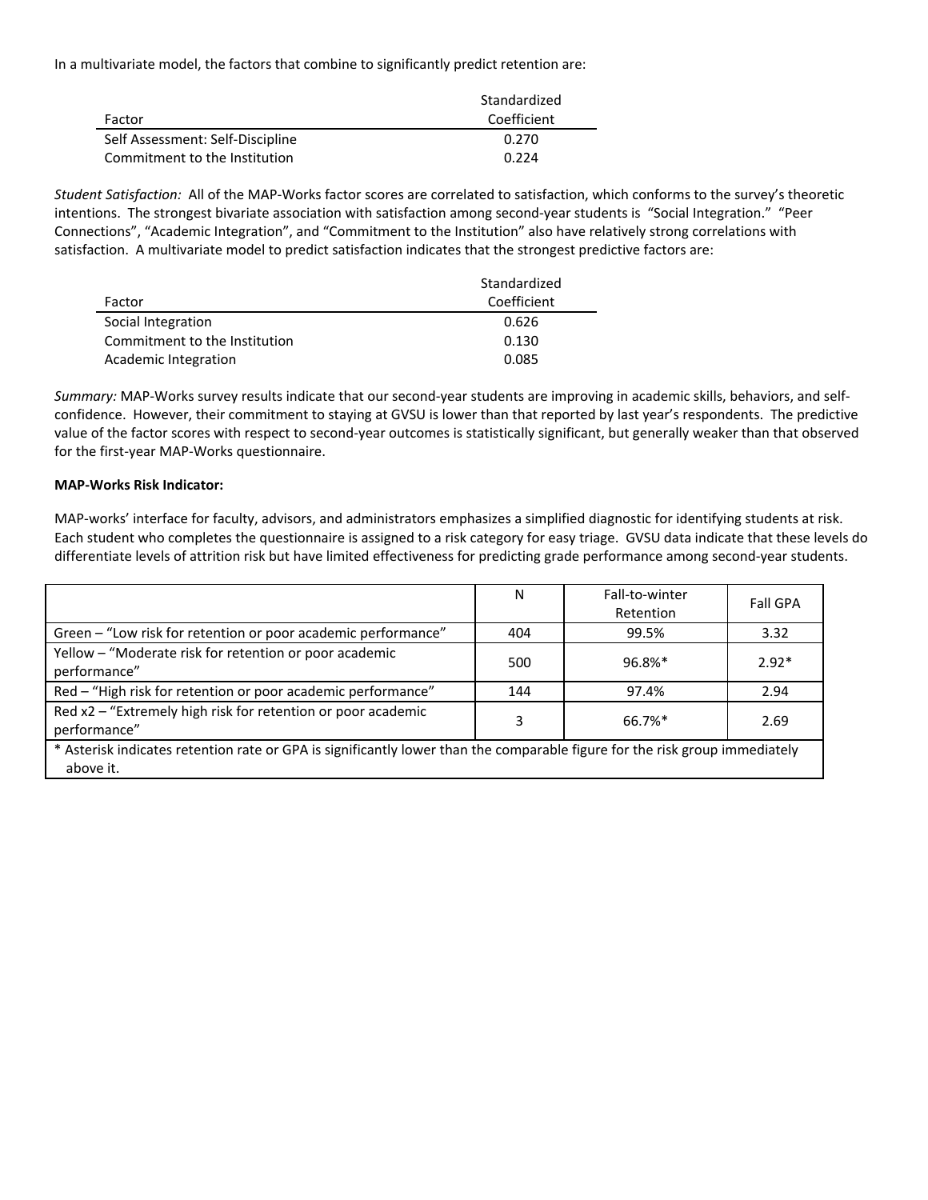In a multivariate model, the factors that combine to significantly predict retention are:

| Factor | Standardized Coefficient |
|---|---|
| Self Assessment: Self-Discipline | 0.270 |
| Commitment to the Institution | 0.224 |

*Student Satisfaction:* All of the MAP-Works factor scores are correlated to satisfaction, which conforms to the survey's theoretic intentions. The strongest bivariate association with satisfaction among second-year students is "Social Integration." "Peer Connections", "Academic Integration", and "Commitment to the Institution" also have relatively strong correlations with satisfaction. A multivariate model to predict satisfaction indicates that the strongest predictive factors are:

| Factor | Standardized Coefficient |
|---|---|
| Social Integration | 0.626 |
| Commitment to the Institution | 0.130 |
| Academic Integration | 0.085 |

*Summary:* MAP-Works survey results indicate that our second-year students are improving in academic skills, behaviors, and self-confidence. However, their commitment to staying at GVSU is lower than that reported by last year's respondents. The predictive value of the factor scores with respect to second-year outcomes is statistically significant, but generally weaker than that observed for the first-year MAP-Works questionnaire.

**MAP-Works Risk Indicator:**

MAP-works' interface for faculty, advisors, and administrators emphasizes a simplified diagnostic for identifying students at risk. Each student who completes the questionnaire is assigned to a risk category for easy triage. GVSU data indicate that these levels do differentiate levels of attrition risk but have limited effectiveness for predicting grade performance among second-year students.

| | N | Fall-to-winter Retention | Fall GPA |
|---|---|---|---|
| Green – "Low risk for retention or poor academic performance" | 404 | 99.5% | 3.32 |
| Yellow – "Moderate risk for retention or poor academic performance" | 500 | 96.8%* | 2.92* |
| Red – "High risk for retention or poor academic performance" | 144 | 97.4% | 2.94 |
| Red x2 – "Extremely high risk for retention or poor academic performance" | 3 | 66.7%* | 2.69 |

* Asterisk indicates retention rate or GPA is significantly lower than the comparable figure for the risk group immediately above it.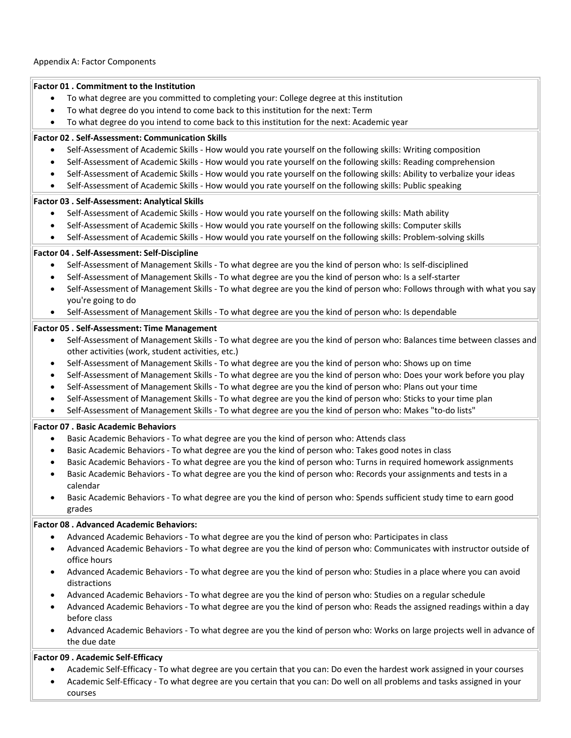Appendix A: Factor Components

**Factor 01 . Commitment to the Institution**

- To what degree are you committed to completing your: College degree at this institution
- To what degree do you intend to come back to this institution for the next: Term
- To what degree do you intend to come back to this institution for the next: Academic year

**Factor 02 . Self-Assessment: Communication Skills**

- Self-Assessment of Academic Skills - How would you rate yourself on the following skills: Writing composition
- Self-Assessment of Academic Skills - How would you rate yourself on the following skills: Reading comprehension
- Self-Assessment of Academic Skills - How would you rate yourself on the following skills: Ability to verbalize your ideas
- Self-Assessment of Academic Skills - How would you rate yourself on the following skills: Public speaking

**Factor 03 . Self-Assessment: Analytical Skills**

- Self-Assessment of Academic Skills - How would you rate yourself on the following skills: Math ability
- Self-Assessment of Academic Skills - How would you rate yourself on the following skills: Computer skills
- Self-Assessment of Academic Skills - How would you rate yourself on the following skills: Problem-solving skills

**Factor 04 . Self-Assessment: Self-Discipline**

- Self-Assessment of Management Skills - To what degree are you the kind of person who: Is self-disciplined
- Self-Assessment of Management Skills - To what degree are you the kind of person who: Is a self-starter
- Self-Assessment of Management Skills - To what degree are you the kind of person who: Follows through with what you say you're going to do
- Self-Assessment of Management Skills - To what degree are you the kind of person who: Is dependable

**Factor 05 . Self-Assessment: Time Management**

- Self-Assessment of Management Skills - To what degree are you the kind of person who: Balances time between classes and other activities (work, student activities, etc.)
- Self-Assessment of Management Skills - To what degree are you the kind of person who: Shows up on time
- Self-Assessment of Management Skills - To what degree are you the kind of person who: Does your work before you play
- Self-Assessment of Management Skills - To what degree are you the kind of person who: Plans out your time
- Self-Assessment of Management Skills - To what degree are you the kind of person who: Sticks to your time plan
- Self-Assessment of Management Skills - To what degree are you the kind of person who: Makes "to-do lists"

**Factor 07 . Basic Academic Behaviors**

- Basic Academic Behaviors - To what degree are you the kind of person who: Attends class
- Basic Academic Behaviors - To what degree are you the kind of person who: Takes good notes in class
- Basic Academic Behaviors - To what degree are you the kind of person who: Turns in required homework assignments
- Basic Academic Behaviors - To what degree are you the kind of person who: Records your assignments and tests in a calendar
- Basic Academic Behaviors - To what degree are you the kind of person who: Spends sufficient study time to earn good grades

**Factor 08 . Advanced Academic Behaviors:**

- Advanced Academic Behaviors - To what degree are you the kind of person who: Participates in class
- Advanced Academic Behaviors - To what degree are you the kind of person who: Communicates with instructor outside of office hours
- Advanced Academic Behaviors - To what degree are you the kind of person who: Studies in a place where you can avoid distractions
- Advanced Academic Behaviors - To what degree are you the kind of person who: Studies on a regular schedule
- Advanced Academic Behaviors - To what degree are you the kind of person who: Reads the assigned readings within a day before class
- Advanced Academic Behaviors - To what degree are you the kind of person who: Works on large projects well in advance of the due date

**Factor 09 . Academic Self-Efficacy**

- Academic Self-Efficacy - To what degree are you certain that you can: Do even the hardest work assigned in your courses
- Academic Self-Efficacy - To what degree are you certain that you can: Do well on all problems and tasks assigned in your courses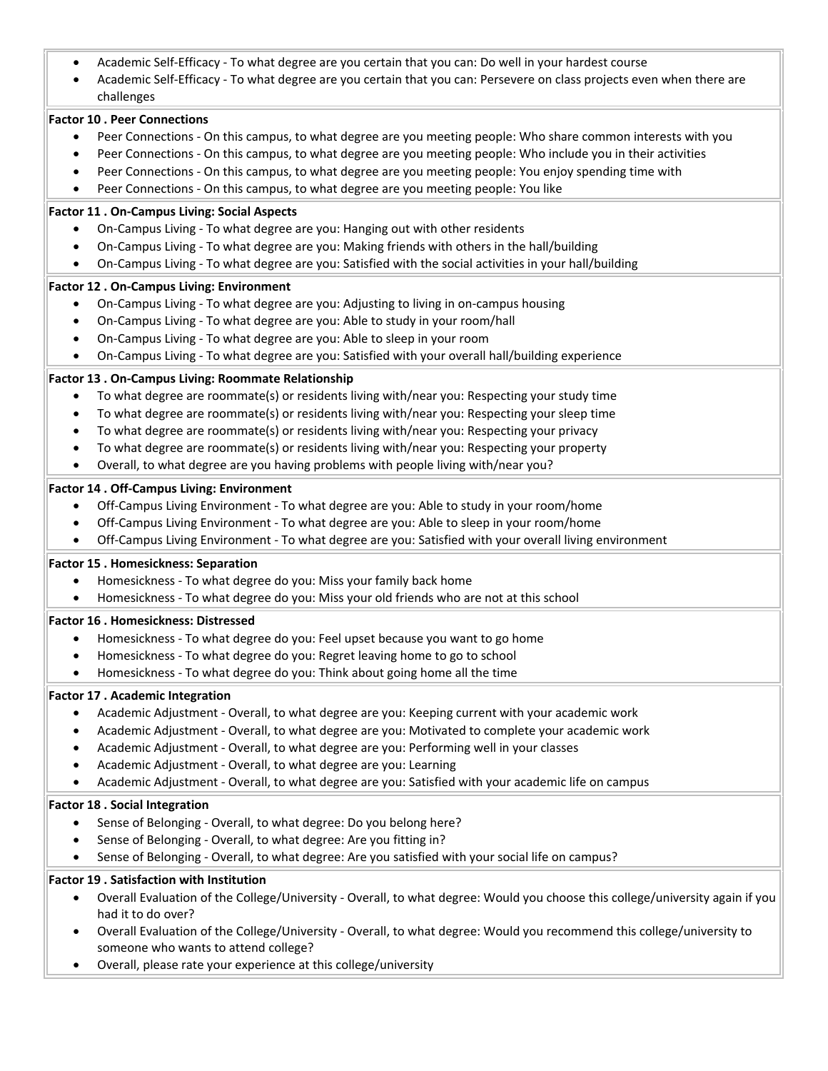- Academic Self-Efficacy - To what degree are you certain that you can: Do well in your hardest course
- Academic Self-Efficacy - To what degree are you certain that you can: Persevere on class projects even when there are challenges

**Factor 10 . Peer Connections**

- Peer Connections - On this campus, to what degree are you meeting people: Who share common interests with you
- Peer Connections - On this campus, to what degree are you meeting people: Who include you in their activities
- Peer Connections - On this campus, to what degree are you meeting people: You enjoy spending time with
- Peer Connections - On this campus, to what degree are you meeting people: You like

**Factor 11 . On-Campus Living: Social Aspects**

- On-Campus Living - To what degree are you: Hanging out with other residents
- On-Campus Living - To what degree are you: Making friends with others in the hall/building
- On-Campus Living - To what degree are you: Satisfied with the social activities in your hall/building

**Factor 12 . On-Campus Living: Environment**

- On-Campus Living - To what degree are you: Adjusting to living in on-campus housing
- On-Campus Living - To what degree are you: Able to study in your room/hall
- On-Campus Living - To what degree are you: Able to sleep in your room
- On-Campus Living - To what degree are you: Satisfied with your overall hall/building experience

**Factor 13 . On-Campus Living: Roommate Relationship**

- To what degree are roommate(s) or residents living with/near you: Respecting your study time
- To what degree are roommate(s) or residents living with/near you: Respecting your sleep time
- To what degree are roommate(s) or residents living with/near you: Respecting your privacy
- To what degree are roommate(s) or residents living with/near you: Respecting your property
- Overall, to what degree are you having problems with people living with/near you?

**Factor 14 . Off-Campus Living: Environment**

- Off-Campus Living Environment - To what degree are you: Able to study in your room/home
- Off-Campus Living Environment - To what degree are you: Able to sleep in your room/home
- Off-Campus Living Environment - To what degree are you: Satisfied with your overall living environment

**Factor 15 . Homesickness: Separation**

- Homesickness - To what degree do you: Miss your family back home
- Homesickness - To what degree do you: Miss your old friends who are not at this school

**Factor 16 . Homesickness: Distressed**

- Homesickness - To what degree do you: Feel upset because you want to go home
- Homesickness - To what degree do you: Regret leaving home to go to school
- Homesickness - To what degree do you: Think about going home all the time

**Factor 17 . Academic Integration**

- Academic Adjustment - Overall, to what degree are you: Keeping current with your academic work
- Academic Adjustment - Overall, to what degree are you: Motivated to complete your academic work
- Academic Adjustment - Overall, to what degree are you: Performing well in your classes
- Academic Adjustment - Overall, to what degree are you: Learning
- Academic Adjustment - Overall, to what degree are you: Satisfied with your academic life on campus

**Factor 18 . Social Integration**

- Sense of Belonging - Overall, to what degree: Do you belong here?
- Sense of Belonging - Overall, to what degree: Are you fitting in?
- Sense of Belonging - Overall, to what degree: Are you satisfied with your social life on campus?

**Factor 19 . Satisfaction with Institution**

- Overall Evaluation of the College/University - Overall, to what degree: Would you choose this college/university again if you had it to do over?
- Overall Evaluation of the College/University - Overall, to what degree: Would you recommend this college/university to someone who wants to attend college?
- Overall, please rate your experience at this college/university